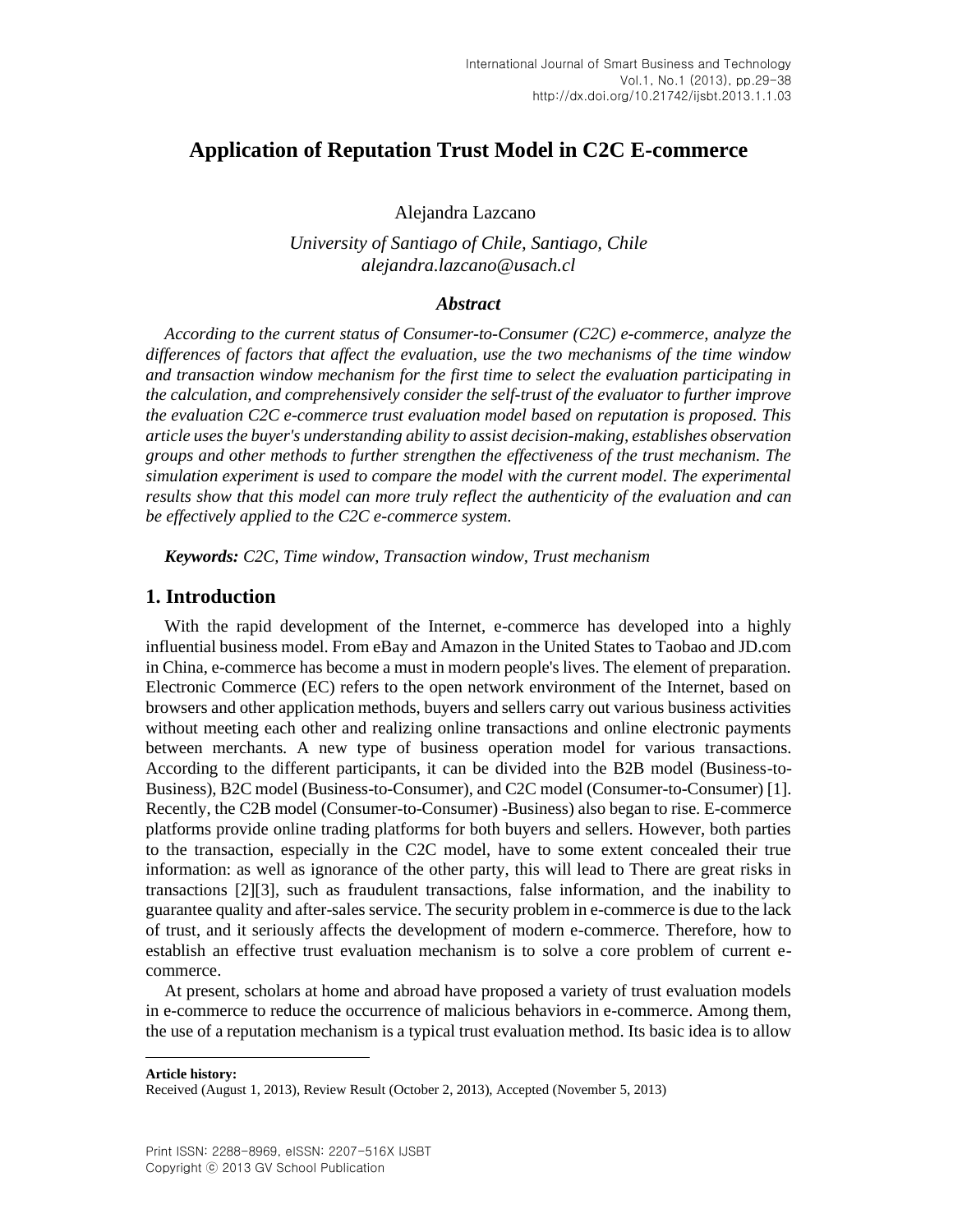# Application of Reputation Trust Model in C2C E-commerce

Alejandra Lazcano

*University of Santiago of Chile, Santiago, Chile*
*alejandra.lazcano@usach.cl*

### *Abstract*

*According to the current status of Consumer-to-Consumer (C2C) e-commerce, analyze the differences of factors that affect the evaluation, use the two mechanisms of the time window and transaction window mechanism for the first time to select the evaluation participating in the calculation, and comprehensively consider the self-trust of the evaluator to further improve the evaluation C2C e-commerce trust evaluation model based on reputation is proposed. This article uses the buyer's understanding ability to assist decision-making, establishes observation groups and other methods to further strengthen the effectiveness of the trust mechanism. The simulation experiment is used to compare the model with the current model. The experimental results show that this model can more truly reflect the authenticity of the evaluation and can be effectively applied to the C2C e-commerce system.*

***Keywords:*** *C2C, Time window, Transaction window, Trust mechanism*

## 1. Introduction

With the rapid development of the Internet, e-commerce has developed into a highly influential business model. From eBay and Amazon in the United States to Taobao and JD.com in China, e-commerce has become a must in modern people's lives. The element of preparation. Electronic Commerce (EC) refers to the open network environment of the Internet, based on browsers and other application methods, buyers and sellers carry out various business activities without meeting each other and realizing online transactions and online electronic payments between merchants. A new type of business operation model for various transactions. According to the different participants, it can be divided into the B2B model (Business-to-Business), B2C model (Business-to-Consumer), and C2C model (Consumer-to-Consumer) [1]. Recently, the C2B model (Consumer-to-Consumer) -Business) also began to rise. E-commerce platforms provide online trading platforms for both buyers and sellers. However, both parties to the transaction, especially in the C2C model, have to some extent concealed their true information: as well as ignorance of the other party, this will lead to There are great risks in transactions [2][3], such as fraudulent transactions, false information, and the inability to guarantee quality and after-sales service. The security problem in e-commerce is due to the lack of trust, and it seriously affects the development of modern e-commerce. Therefore, how to establish an effective trust evaluation mechanism is to solve a core problem of current e-commerce.

At present, scholars at home and abroad have proposed a variety of trust evaluation models in e-commerce to reduce the occurrence of malicious behaviors in e-commerce. Among them, the use of a reputation mechanism is a typical trust evaluation method. Its basic idea is to allow

---

**Article history:**
Received (August 1, 2013), Review Result (October 2, 2013), Accepted (November 5, 2013)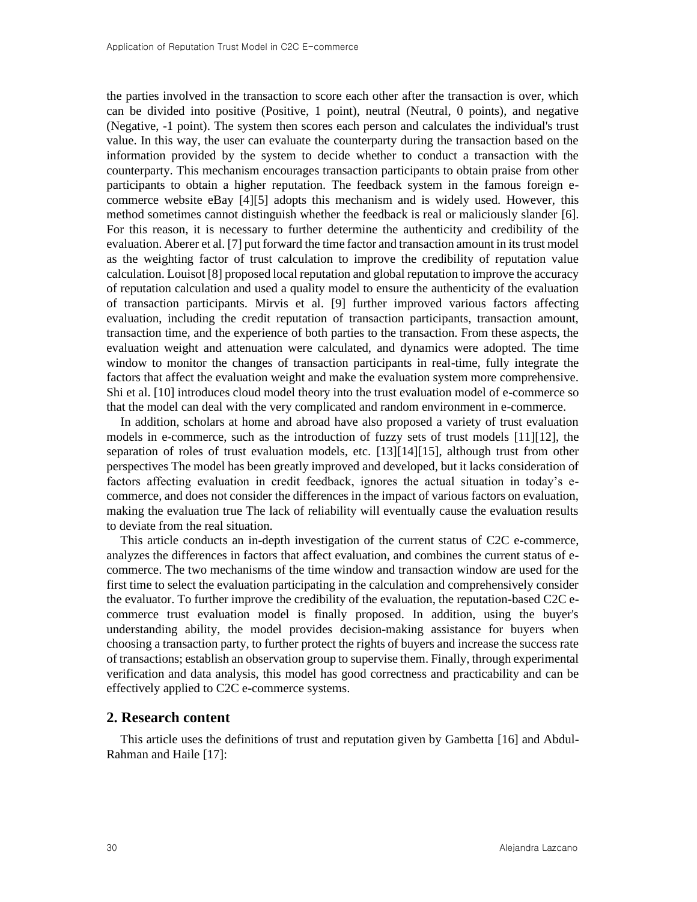the parties involved in the transaction to score each other after the transaction is over, which can be divided into positive (Positive, 1 point), neutral (Neutral, 0 points), and negative (Negative, -1 point). The system then scores each person and calculates the individual's trust value. In this way, the user can evaluate the counterparty during the transaction based on the information provided by the system to decide whether to conduct a transaction with the counterparty. This mechanism encourages transaction participants to obtain praise from other participants to obtain a higher reputation. The feedback system in the famous foreign e-commerce website eBay [4][5] adopts this mechanism and is widely used. However, this method sometimes cannot distinguish whether the feedback is real or maliciously slander [6]. For this reason, it is necessary to further determine the authenticity and credibility of the evaluation. Aberer et al. [7] put forward the time factor and transaction amount in its trust model as the weighting factor of trust calculation to improve the credibility of reputation value calculation. Louisot [8] proposed local reputation and global reputation to improve the accuracy of reputation calculation and used a quality model to ensure the authenticity of the evaluation of transaction participants. Mirvis et al. [9] further improved various factors affecting evaluation, including the credit reputation of transaction participants, transaction amount, transaction time, and the experience of both parties to the transaction. From these aspects, the evaluation weight and attenuation were calculated, and dynamics were adopted. The time window to monitor the changes of transaction participants in real-time, fully integrate the factors that affect the evaluation weight and make the evaluation system more comprehensive. Shi et al. [10] introduces cloud model theory into the trust evaluation model of e-commerce so that the model can deal with the very complicated and random environment in e-commerce.

In addition, scholars at home and abroad have also proposed a variety of trust evaluation models in e-commerce, such as the introduction of fuzzy sets of trust models [11][12], the separation of roles of trust evaluation models, etc. [13][14][15], although trust from other perspectives The model has been greatly improved and developed, but it lacks consideration of factors affecting evaluation in credit feedback, ignores the actual situation in today's e-commerce, and does not consider the differences in the impact of various factors on evaluation, making the evaluation true The lack of reliability will eventually cause the evaluation results to deviate from the real situation.

This article conducts an in-depth investigation of the current status of C2C e-commerce, analyzes the differences in factors that affect evaluation, and combines the current status of e-commerce. The two mechanisms of the time window and transaction window are used for the first time to select the evaluation participating in the calculation and comprehensively consider the evaluator. To further improve the credibility of the evaluation, the reputation-based C2C e-commerce trust evaluation model is finally proposed. In addition, using the buyer's understanding ability, the model provides decision-making assistance for buyers when choosing a transaction party, to further protect the rights of buyers and increase the success rate of transactions; establish an observation group to supervise them. Finally, through experimental verification and data analysis, this model has good correctness and practicability and can be effectively applied to C2C e-commerce systems.

## 2. Research content

This article uses the definitions of trust and reputation given by Gambetta [16] and Abdul-Rahman and Haile [17]: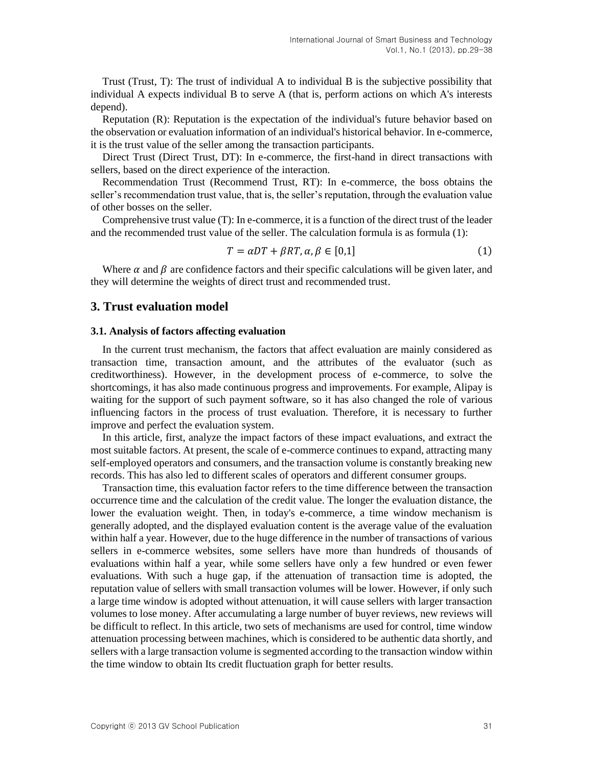Trust (Trust, T): The trust of individual A to individual B is the subjective possibility that individual A expects individual B to serve A (that is, perform actions on which A's interests depend).

Reputation (R): Reputation is the expectation of the individual's future behavior based on the observation or evaluation information of an individual's historical behavior. In e-commerce, it is the trust value of the seller among the transaction participants.

Direct Trust (Direct Trust, DT): In e-commerce, the first-hand in direct transactions with sellers, based on the direct experience of the interaction.

Recommendation Trust (Recommend Trust, RT): In e-commerce, the boss obtains the seller's recommendation trust value, that is, the seller's reputation, through the evaluation value of other bosses on the seller.

Comprehensive trust value (T): In e-commerce, it is a function of the direct trust of the leader and the recommended trust value of the seller. The calculation formula is as formula (1):

$$T = \alpha DT + \beta RT, \alpha, \beta \in [0,1] \tag{1}$$

Where $\alpha$ and $\beta$ are confidence factors and their specific calculations will be given later, and they will determine the weights of direct trust and recommended trust.

## 3. Trust evaluation model

### 3.1. Analysis of factors affecting evaluation

In the current trust mechanism, the factors that affect evaluation are mainly considered as transaction time, transaction amount, and the attributes of the evaluator (such as creditworthiness). However, in the development process of e-commerce, to solve the shortcomings, it has also made continuous progress and improvements. For example, Alipay is waiting for the support of such payment software, so it has also changed the role of various influencing factors in the process of trust evaluation. Therefore, it is necessary to further improve and perfect the evaluation system.

In this article, first, analyze the impact factors of these impact evaluations, and extract the most suitable factors. At present, the scale of e-commerce continues to expand, attracting many self-employed operators and consumers, and the transaction volume is constantly breaking new records. This has also led to different scales of operators and different consumer groups.

Transaction time, this evaluation factor refers to the time difference between the transaction occurrence time and the calculation of the credit value. The longer the evaluation distance, the lower the evaluation weight. Then, in today's e-commerce, a time window mechanism is generally adopted, and the displayed evaluation content is the average value of the evaluation within half a year. However, due to the huge difference in the number of transactions of various sellers in e-commerce websites, some sellers have more than hundreds of thousands of evaluations within half a year, while some sellers have only a few hundred or even fewer evaluations. With such a huge gap, if the attenuation of transaction time is adopted, the reputation value of sellers with small transaction volumes will be lower. However, if only such a large time window is adopted without attenuation, it will cause sellers with larger transaction volumes to lose money. After accumulating a large number of buyer reviews, new reviews will be difficult to reflect. In this article, two sets of mechanisms are used for control, time window attenuation processing between machines, which is considered to be authentic data shortly, and sellers with a large transaction volume is segmented according to the transaction window within the time window to obtain Its credit fluctuation graph for better results.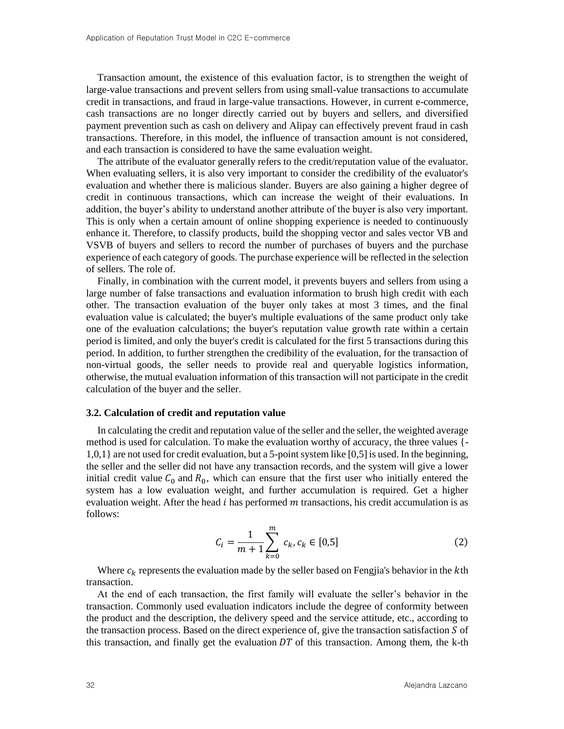Transaction amount, the existence of this evaluation factor, is to strengthen the weight of large-value transactions and prevent sellers from using small-value transactions to accumulate credit in transactions, and fraud in large-value transactions. However, in current e-commerce, cash transactions are no longer directly carried out by buyers and sellers, and diversified payment prevention such as cash on delivery and Alipay can effectively prevent fraud in cash transactions. Therefore, in this model, the influence of transaction amount is not considered, and each transaction is considered to have the same evaluation weight.

The attribute of the evaluator generally refers to the credit/reputation value of the evaluator. When evaluating sellers, it is also very important to consider the credibility of the evaluator's evaluation and whether there is malicious slander. Buyers are also gaining a higher degree of credit in continuous transactions, which can increase the weight of their evaluations. In addition, the buyer's ability to understand another attribute of the buyer is also very important. This is only when a certain amount of online shopping experience is needed to continuously enhance it. Therefore, to classify products, build the shopping vector and sales vector VB and VSVB of buyers and sellers to record the number of purchases of buyers and the purchase experience of each category of goods. The purchase experience will be reflected in the selection of sellers. The role of.

Finally, in combination with the current model, it prevents buyers and sellers from using a large number of false transactions and evaluation information to brush high credit with each other. The transaction evaluation of the buyer only takes at most 3 times, and the final evaluation value is calculated; the buyer's multiple evaluations of the same product only take one of the evaluation calculations; the buyer's reputation value growth rate within a certain period is limited, and only the buyer's credit is calculated for the first 5 transactions during this period. In addition, to further strengthen the credibility of the evaluation, for the transaction of non-virtual goods, the seller needs to provide real and queryable logistics information, otherwise, the mutual evaluation information of this transaction will not participate in the credit calculation of the buyer and the seller.

### 3.2. Calculation of credit and reputation value

In calculating the credit and reputation value of the seller and the seller, the weighted average method is used for calculation. To make the evaluation worthy of accuracy, the three values {-1,0,1} are not used for credit evaluation, but a 5-point system like [0,5] is used. In the beginning, the seller and the seller did not have any transaction records, and the system will give a lower initial credit value $C_0$ and $R_0$, which can ensure that the first user who initially entered the system has a low evaluation weight, and further accumulation is required. Get a higher evaluation weight. After the head $i$ has performed $m$ transactions, his credit accumulation is as follows:

$$C_i = \frac{1}{m+1}\sum_{k=0}^{m} c_k, c_k \in [0,5] \tag{2}$$

Where $c_k$ represents the evaluation made by the seller based on Fengjia's behavior in the $k$th transaction.

At the end of each transaction, the first family will evaluate the seller's behavior in the transaction. Commonly used evaluation indicators include the degree of conformity between the product and the description, the delivery speed and the service attitude, etc., according to the transaction process. Based on the direct experience of, give the transaction satisfaction $S$ of this transaction, and finally get the evaluation $DT$ of this transaction. Among them, the k-th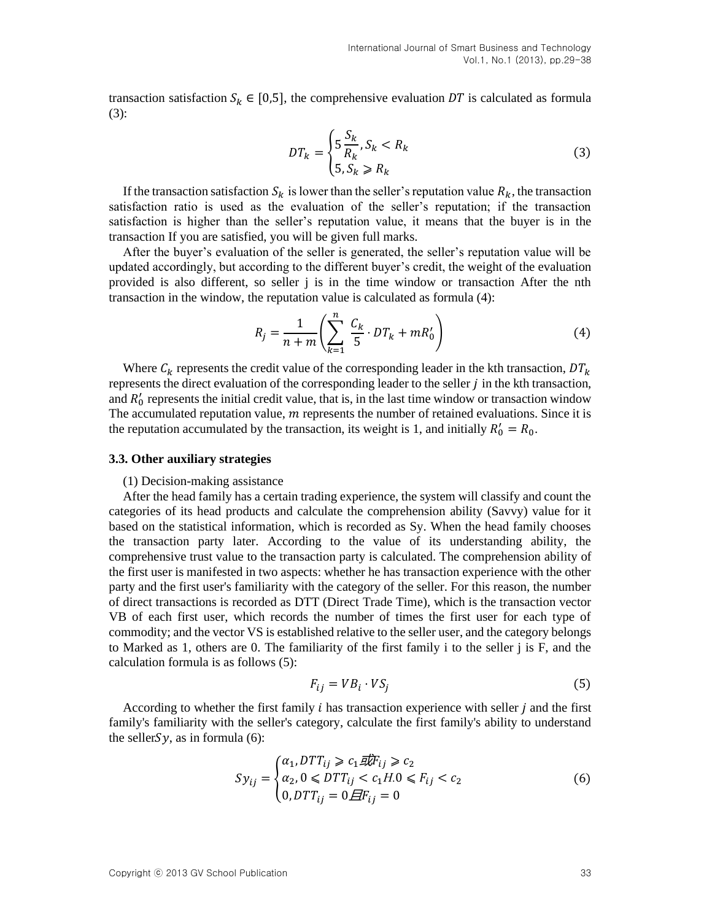transaction satisfaction $S_k \in [0,5]$, the comprehensive evaluation $DT$ is calculated as formula (3):

$$DT_k = \begin{cases} 5\dfrac{S_k}{R_k}, S_k < R_k \\ 5, S_k \geqslant R_k \end{cases} \tag{3}$$

If the transaction satisfaction $S_k$ is lower than the seller's reputation value $R_k$, the transaction satisfaction ratio is used as the evaluation of the seller's reputation; if the transaction satisfaction is higher than the seller's reputation value, it means that the buyer is in the transaction If you are satisfied, you will be given full marks.

After the buyer's evaluation of the seller is generated, the seller's reputation value will be updated accordingly, but according to the different buyer's credit, the weight of the evaluation provided is also different, so seller j is in the time window or transaction After the nth transaction in the window, the reputation value is calculated as formula (4):

$$R_j = \frac{1}{n+m}\left(\sum_{k=1}^{n} \frac{C_k}{5} \cdot DT_k + mR'_0\right) \tag{4}$$

Where $C_k$ represents the credit value of the corresponding leader in the kth transaction, $DT_k$ represents the direct evaluation of the corresponding leader to the seller $j$ in the kth transaction, and $R'_0$ represents the initial credit value, that is, in the last time window or transaction window The accumulated reputation value, $m$ represents the number of retained evaluations. Since it is the reputation accumulated by the transaction, its weight is 1, and initially $R'_0 = R_0$.

### 3.3. Other auxiliary strategies

(1) Decision-making assistance

After the head family has a certain trading experience, the system will classify and count the categories of its head products and calculate the comprehension ability (Savvy) value for it based on the statistical information, which is recorded as Sy. When the head family chooses the transaction party later. According to the value of its understanding ability, the comprehensive trust value to the transaction party is calculated. The comprehension ability of the first user is manifested in two aspects: whether he has transaction experience with the other party and the first user's familiarity with the category of the seller. For this reason, the number of direct transactions is recorded as DTT (Direct Trade Time), which is the transaction vector VB of each first user, which records the number of times the first user for each type of commodity; and the vector VS is established relative to the seller user, and the category belongs to Marked as 1, others are 0. The familiarity of the first family i to the seller j is F, and the calculation formula is as follows (5):

$$F_{ij} = VB_i \cdot VS_j \tag{5}$$

According to whether the first family $i$ has transaction experience with seller $j$ and the first family's familiarity with the seller's category, calculate the first family's ability to understand the seller$Sy$, as in formula (6):

$$Sy_{ij} = \begin{cases} \alpha_1, DTT_{ij} \geqslant c_1 \text{或} F_{ij} \geqslant c_2 \\ \alpha_2, 0 \leqslant DTT_{ij} < c_1 H. 0 \leqslant F_{ij} < c_2 \\ 0, DTT_{ij} = 0 \text{且} F_{ij} = 0 \end{cases} \tag{6}$$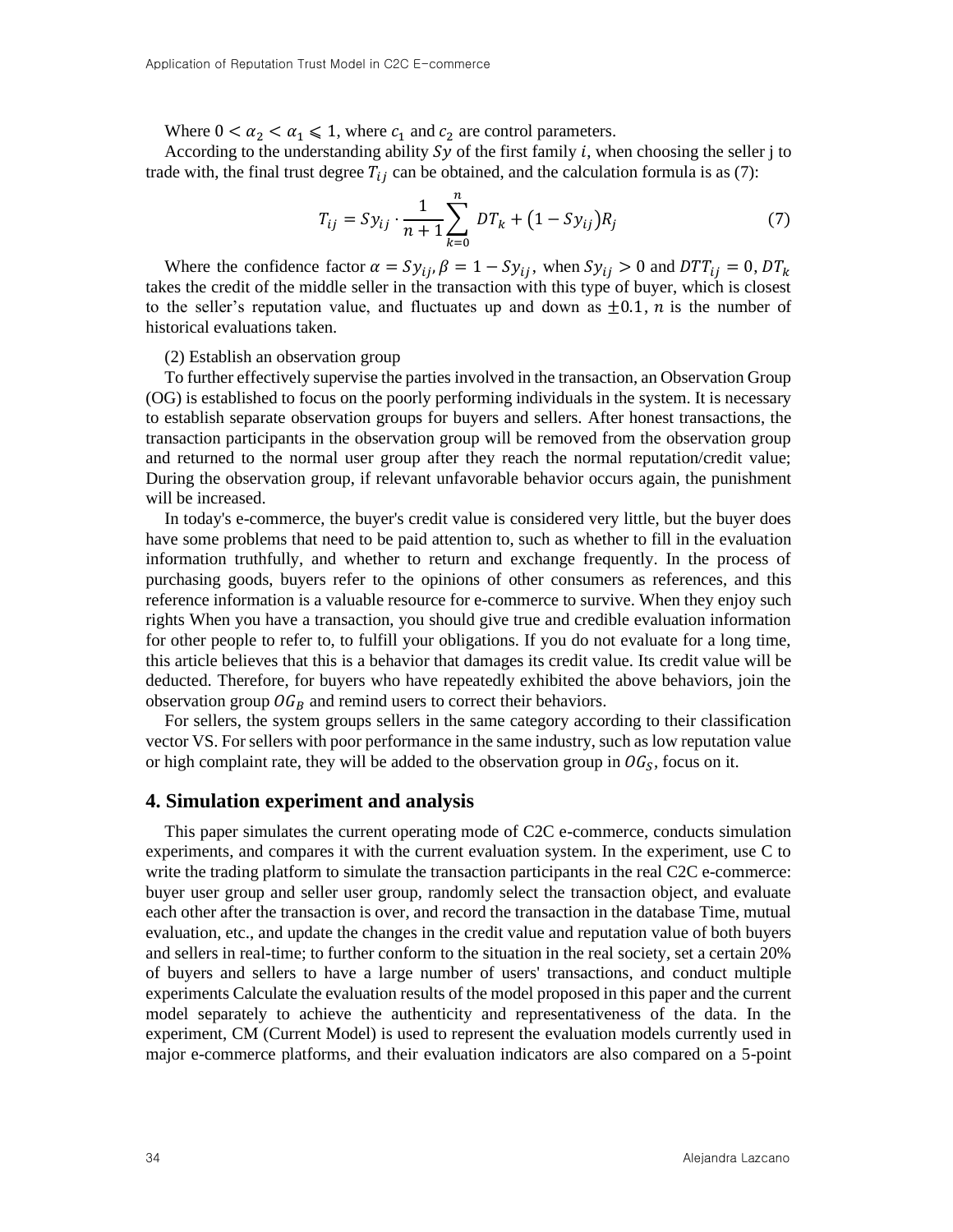Where $0 < \alpha_2 < \alpha_1 \leqslant 1$, where $c_1$ and $c_2$ are control parameters.

According to the understanding ability $Sy$ of the first family $i$, when choosing the seller j to trade with, the final trust degree $T_{ij}$ can be obtained, and the calculation formula is as (7):

$$T_{ij} = Sy_{ij} \cdot \frac{1}{n+1}\sum_{k=0}^{n} DT_k + \left(1 - Sy_{ij}\right)R_j \tag{7}$$

Where the confidence factor $\alpha = Sy_{ij}, \beta = 1 - Sy_{ij}$, when $Sy_{ij} > 0$ and $DTT_{ij} = 0$, $DT_k$ takes the credit of the middle seller in the transaction with this type of buyer, which is closest to the seller's reputation value, and fluctuates up and down as $\pm 0.1$, $n$ is the number of historical evaluations taken.

(2) Establish an observation group

To further effectively supervise the parties involved in the transaction, an Observation Group (OG) is established to focus on the poorly performing individuals in the system. It is necessary to establish separate observation groups for buyers and sellers. After honest transactions, the transaction participants in the observation group will be removed from the observation group and returned to the normal user group after they reach the normal reputation/credit value; During the observation group, if relevant unfavorable behavior occurs again, the punishment will be increased.

In today's e-commerce, the buyer's credit value is considered very little, but the buyer does have some problems that need to be paid attention to, such as whether to fill in the evaluation information truthfully, and whether to return and exchange frequently. In the process of purchasing goods, buyers refer to the opinions of other consumers as references, and this reference information is a valuable resource for e-commerce to survive. When they enjoy such rights When you have a transaction, you should give true and credible evaluation information for other people to refer to, to fulfill your obligations. If you do not evaluate for a long time, this article believes that this is a behavior that damages its credit value. Its credit value will be deducted. Therefore, for buyers who have repeatedly exhibited the above behaviors, join the observation group $OG_B$ and remind users to correct their behaviors.

For sellers, the system groups sellers in the same category according to their classification vector VS. For sellers with poor performance in the same industry, such as low reputation value or high complaint rate, they will be added to the observation group in $OG_S$, focus on it.

## 4. Simulation experiment and analysis

This paper simulates the current operating mode of C2C e-commerce, conducts simulation experiments, and compares it with the current evaluation system. In the experiment, use C to write the trading platform to simulate the transaction participants in the real C2C e-commerce: buyer user group and seller user group, randomly select the transaction object, and evaluate each other after the transaction is over, and record the transaction in the database Time, mutual evaluation, etc., and update the changes in the credit value and reputation value of both buyers and sellers in real-time; to further conform to the situation in the real society, set a certain 20% of buyers and sellers to have a large number of users' transactions, and conduct multiple experiments Calculate the evaluation results of the model proposed in this paper and the current model separately to achieve the authenticity and representativeness of the data. In the experiment, CM (Current Model) is used to represent the evaluation models currently used in major e-commerce platforms, and their evaluation indicators are also compared on a 5-point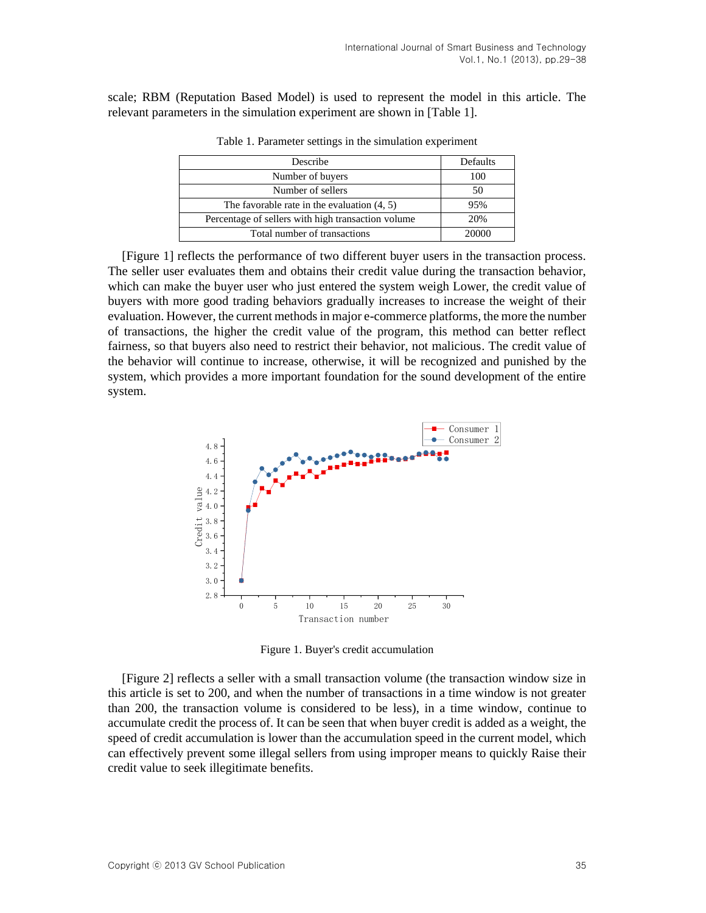scale; RBM (Reputation Based Model) is used to represent the model in this article. The relevant parameters in the simulation experiment are shown in [Table 1].

Table 1. Parameter settings in the simulation experiment

| Describe | Defaults |
|---|---|
| Number of buyers | 100 |
| Number of sellers | 50 |
| The favorable rate in the evaluation (4, 5) | 95% |
| Percentage of sellers with high transaction volume | 20% |
| Total number of transactions | 20000 |

[Figure 1] reflects the performance of two different buyer users in the transaction process. The seller user evaluates them and obtains their credit value during the transaction behavior, which can make the buyer user who just entered the system weigh Lower, the credit value of buyers with more good trading behaviors gradually increases to increase the weight of their evaluation. However, the current methods in major e-commerce platforms, the more the number of transactions, the higher the credit value of the program, this method can better reflect fairness, so that buyers also need to restrict their behavior, not malicious. The credit value of the behavior will continue to increase, otherwise, it will be recognized and punished by the system, which provides a more important foundation for the sound development of the entire system.

Figure 1. Buyer's credit accumulation

[Figure 2] reflects a seller with a small transaction volume (the transaction window size in this article is set to 200, and when the number of transactions in a time window is not greater than 200, the transaction volume is considered to be less), in a time window, continue to accumulate credit the process of. It can be seen that when buyer credit is added as a weight, the speed of credit accumulation is lower than the accumulation speed in the current model, which can effectively prevent some illegal sellers from using improper means to quickly Raise their credit value to seek illegitimate benefits.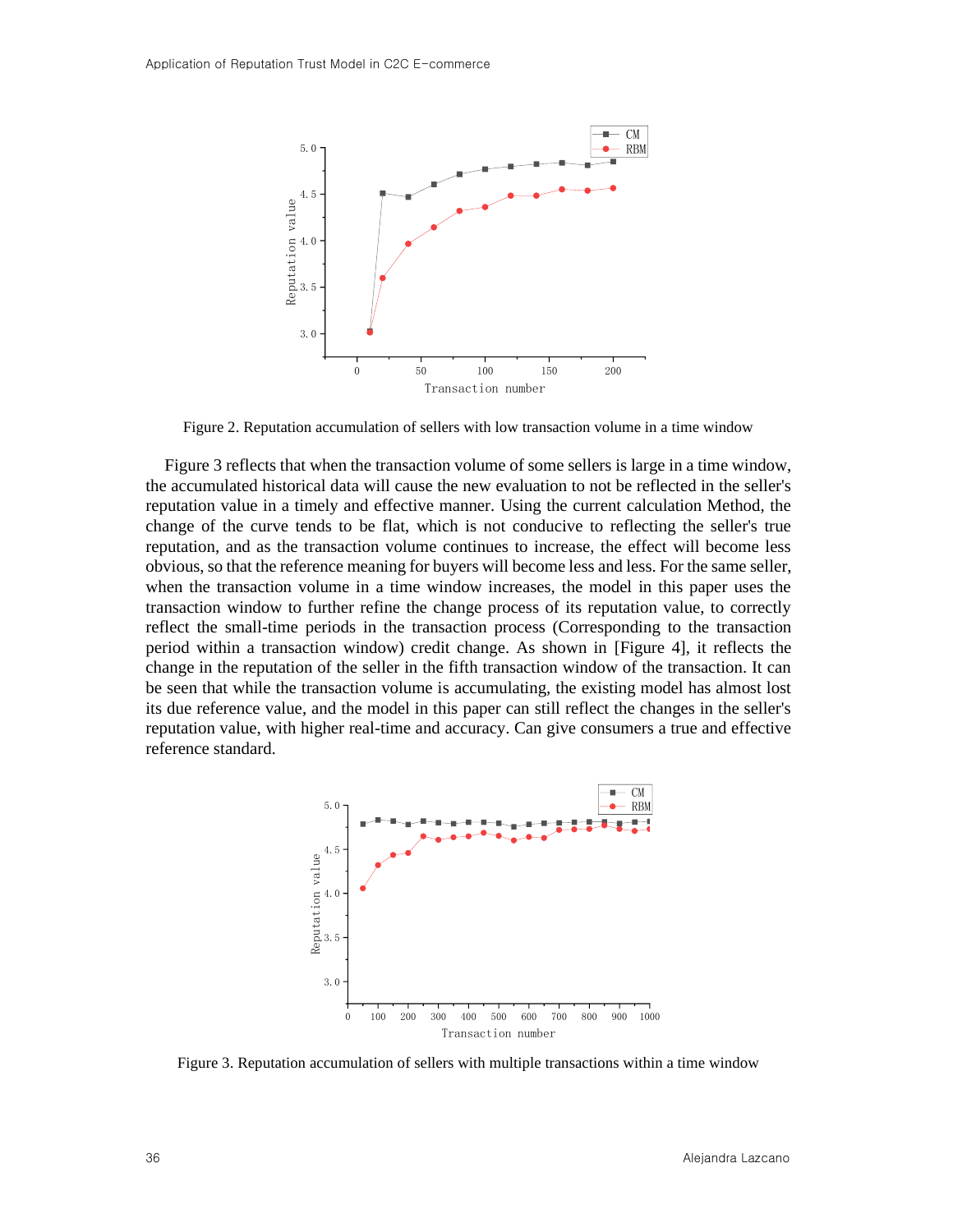Figure 2. Reputation accumulation of sellers with low transaction volume in a time window

Figure 3 reflects that when the transaction volume of some sellers is large in a time window, the accumulated historical data will cause the new evaluation to not be reflected in the seller's reputation value in a timely and effective manner. Using the current calculation Method, the change of the curve tends to be flat, which is not conducive to reflecting the seller's true reputation, and as the transaction volume continues to increase, the effect will become less obvious, so that the reference meaning for buyers will become less and less. For the same seller, when the transaction volume in a time window increases, the model in this paper uses the transaction window to further refine the change process of its reputation value, to correctly reflect the small-time periods in the transaction process (Corresponding to the transaction period within a transaction window) credit change. As shown in [Figure 4], it reflects the change in the reputation of the seller in the fifth transaction window of the transaction. It can be seen that while the transaction volume is accumulating, the existing model has almost lost its due reference value, and the model in this paper can still reflect the changes in the seller's reputation value, with higher real-time and accuracy. Can give consumers a true and effective reference standard.

Figure 3. Reputation accumulation of sellers with multiple transactions within a time window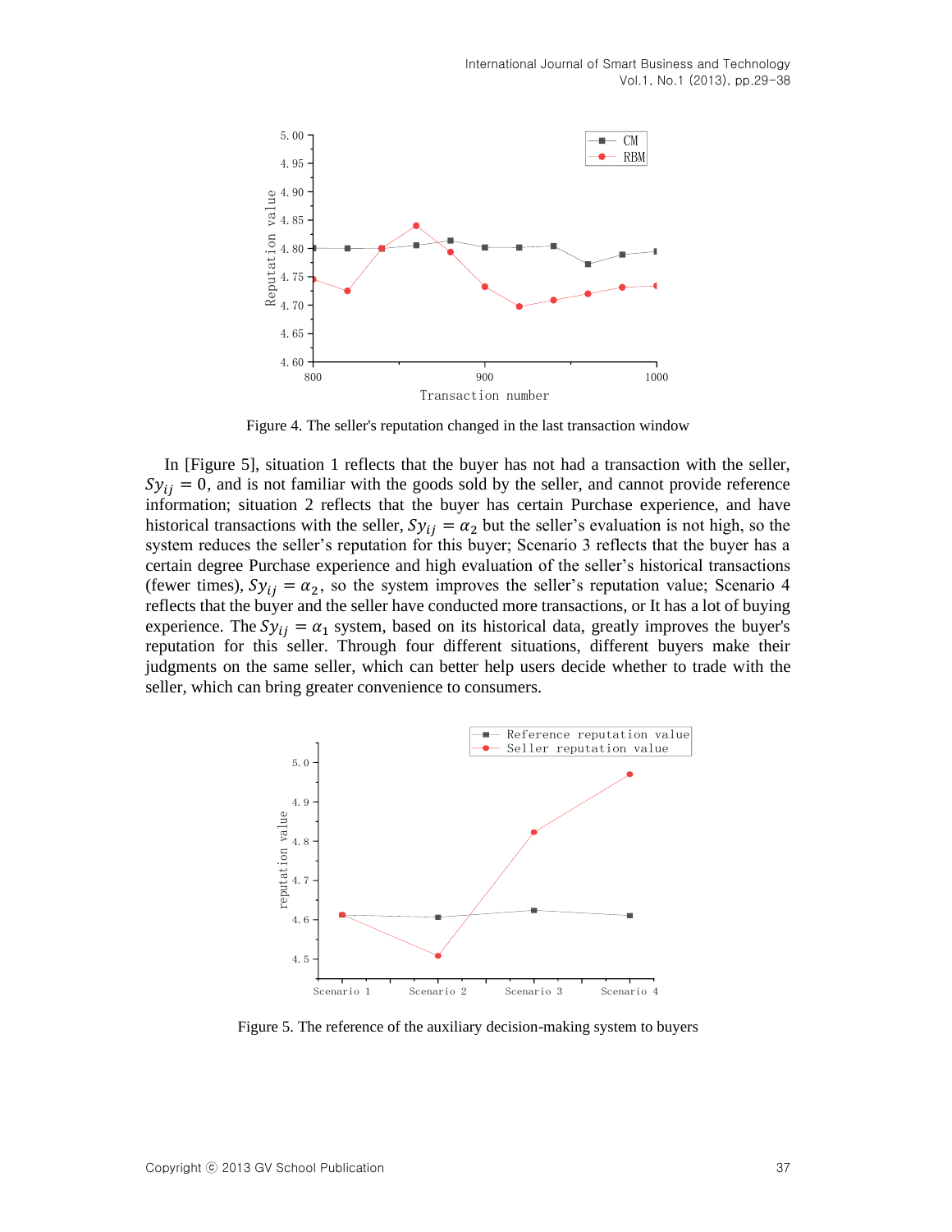Figure 4. The seller's reputation changed in the last transaction window

In [Figure 5], situation 1 reflects that the buyer has not had a transaction with the seller, $Sy_{ij} = 0$, and is not familiar with the goods sold by the seller, and cannot provide reference information; situation 2 reflects that the buyer has certain Purchase experience, and have historical transactions with the seller, $Sy_{ij} = \alpha_2$ but the seller's evaluation is not high, so the system reduces the seller's reputation for this buyer; Scenario 3 reflects that the buyer has a certain degree Purchase experience and high evaluation of the seller's historical transactions (fewer times), $Sy_{ij} = \alpha_2$, so the system improves the seller's reputation value; Scenario 4 reflects that the buyer and the seller have conducted more transactions, or It has a lot of buying experience. The $Sy_{ij} = \alpha_1$ system, based on its historical data, greatly improves the buyer's reputation for this seller. Through four different situations, different buyers make their judgments on the same seller, which can better help users decide whether to trade with the seller, which can bring greater convenience to consumers.

Figure 5. The reference of the auxiliary decision-making system to buyers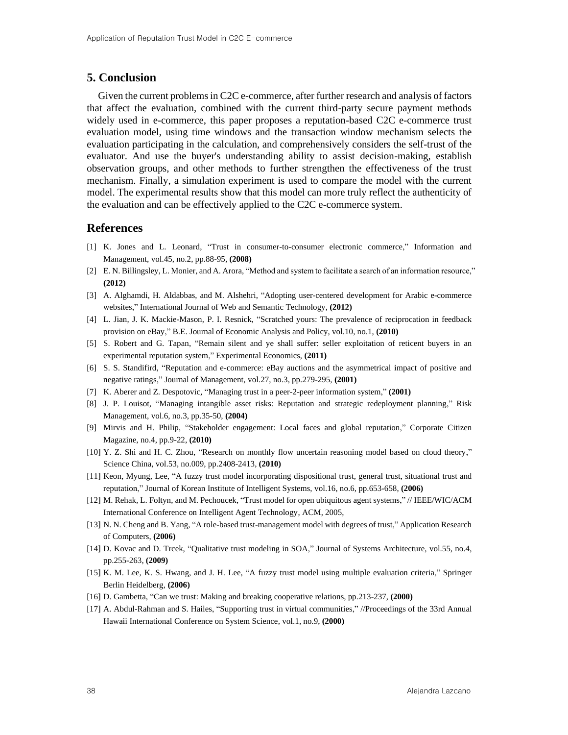## 5. Conclusion

Given the current problems in C2C e-commerce, after further research and analysis of factors that affect the evaluation, combined with the current third-party secure payment methods widely used in e-commerce, this paper proposes a reputation-based C2C e-commerce trust evaluation model, using time windows and the transaction window mechanism selects the evaluation participating in the calculation, and comprehensively considers the self-trust of the evaluator. And use the buyer's understanding ability to assist decision-making, establish observation groups, and other methods to further strengthen the effectiveness of the trust mechanism. Finally, a simulation experiment is used to compare the model with the current model. The experimental results show that this model can more truly reflect the authenticity of the evaluation and can be effectively applied to the C2C e-commerce system.

## References

[1] K. Jones and L. Leonard, "Trust in consumer-to-consumer electronic commerce," Information and Management, vol.45, no.2, pp.88-95, **(2008)**

[2] E. N. Billingsley, L. Monier, and A. Arora, "Method and system to facilitate a search of an information resource," **(2012)**

[3] A. Alghamdi, H. Aldabbas, and M. Alshehri, "Adopting user-centered development for Arabic e-commerce websites," International Journal of Web and Semantic Technology, **(2012)**

[4] L. Jian, J. K. Mackie-Mason, P. I. Resnick, "Scratched yours: The prevalence of reciprocation in feedback provision on eBay," B.E. Journal of Economic Analysis and Policy, vol.10, no.1, **(2010)**

[5] S. Robert and G. Tapan, "Remain silent and ye shall suffer: seller exploitation of reticent buyers in an experimental reputation system," Experimental Economics, **(2011)**

[6] S. S. Standifird, "Reputation and e-commerce: eBay auctions and the asymmetrical impact of positive and negative ratings," Journal of Management, vol.27, no.3, pp.279-295, **(2001)**

[7] K. Aberer and Z. Despotovic, "Managing trust in a peer-2-peer information system," **(2001)**

[8] J. P. Louisot, "Managing intangible asset risks: Reputation and strategic redeployment planning," Risk Management, vol.6, no.3, pp.35-50, **(2004)**

[9] Mirvis and H. Philip, "Stakeholder engagement: Local faces and global reputation," Corporate Citizen Magazine, no.4, pp.9-22, **(2010)**

[10] Y. Z. Shi and H. C. Zhou, "Research on monthly flow uncertain reasoning model based on cloud theory," Science China, vol.53, no.009, pp.2408-2413, **(2010)**

[11] Keon, Myung, Lee, "A fuzzy trust model incorporating dispositional trust, general trust, situational trust and reputation," Journal of Korean Institute of Intelligent Systems, vol.16, no.6, pp.653-658, **(2006)**

[12] M. Rehak, L. Foltyn, and M. Pechoucek, "Trust model for open ubiquitous agent systems," // IEEE/WIC/ACM International Conference on Intelligent Agent Technology, ACM, 2005,

[13] N. N. Cheng and B. Yang, "A role-based trust-management model with degrees of trust," Application Research of Computers, **(2006)**

[14] D. Kovac and D. Trcek, "Qualitative trust modeling in SOA," Journal of Systems Architecture, vol.55, no.4, pp.255-263, **(2009)**

[15] K. M. Lee, K. S. Hwang, and J. H. Lee, "A fuzzy trust model using multiple evaluation criteria," Springer Berlin Heidelberg, **(2006)**

[16] D. Gambetta, "Can we trust: Making and breaking cooperative relations, pp.213-237, **(2000)**

[17] A. Abdul-Rahman and S. Hailes, "Supporting trust in virtual communities," //Proceedings of the 33rd Annual Hawaii International Conference on System Science, vol.1, no.9, **(2000)**